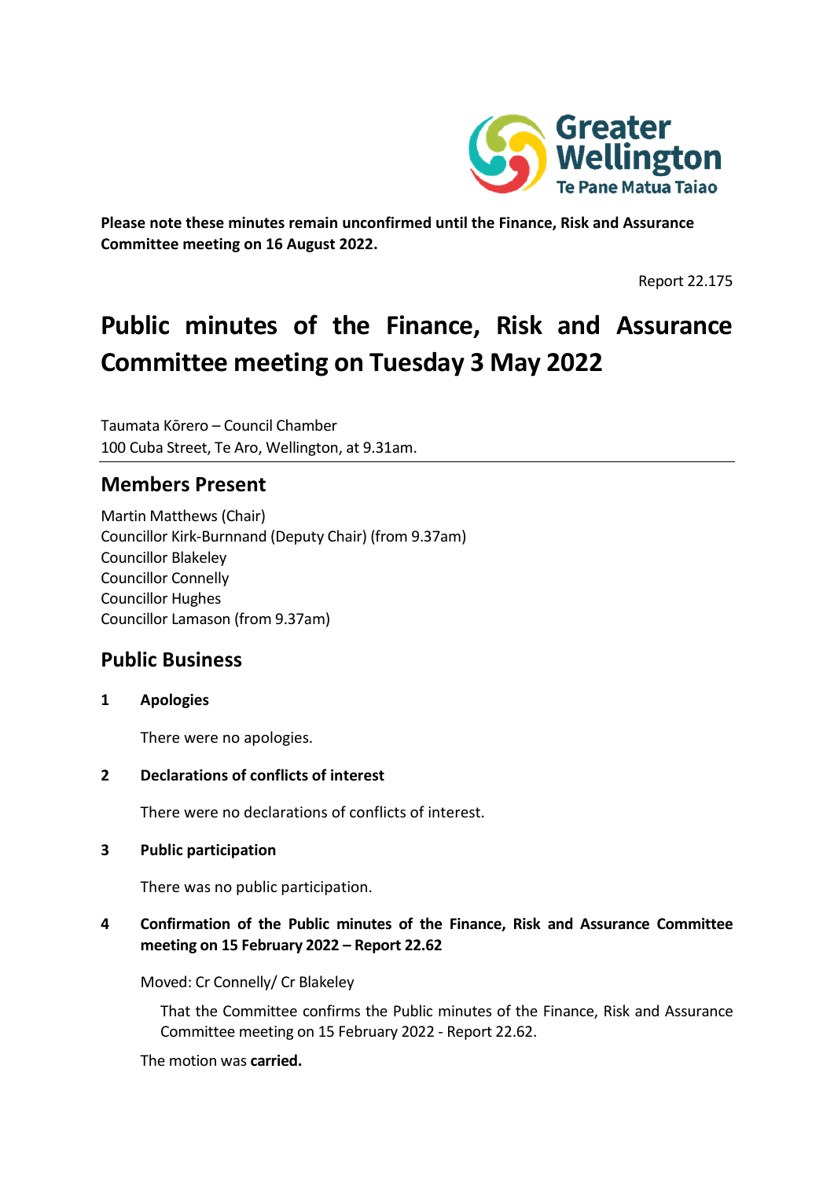**Please note these minutes remain unconfirmed until the Finance, Risk and Assurance Committee meeting on 16 August 2022.**

Report 22.175

# Public minutes of the Finance, Risk and Assurance Committee meeting on Tuesday 3 May 2022

Taumata Kōrero – Council Chamber
100 Cuba Street, Te Aro, Wellington, at 9.31am.

## Members Present

Martin Matthews (Chair)
Councillor Kirk-Burnnand (Deputy Chair) (from 9.37am)
Councillor Blakeley
Councillor Connelly
Councillor Hughes
Councillor Lamason (from 9.37am)

## Public Business

### 1 Apologies

There were no apologies.

### 2 Declarations of conflicts of interest

There were no declarations of conflicts of interest.

### 3 Public participation

There was no public participation.

### 4 Confirmation of the Public minutes of the Finance, Risk and Assurance Committee meeting on 15 February 2022 – Report 22.62

Moved: Cr Connelly/ Cr Blakeley

That the Committee confirms the Public minutes of the Finance, Risk and Assurance Committee meeting on 15 February 2022 - Report 22.62.

The motion was **carried.**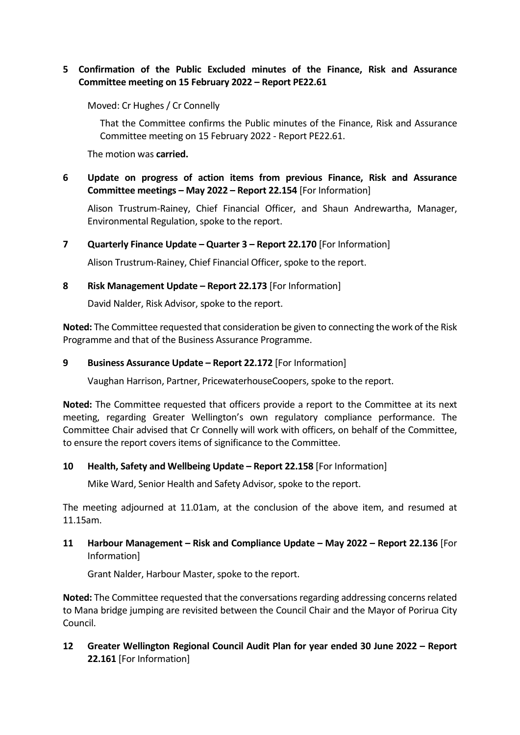**5 Confirmation of the Public Excluded minutes of the Finance, Risk and Assurance Committee meeting on 15 February 2022 – Report PE22.61**

Moved: Cr Hughes / Cr Connelly

That the Committee confirms the Public minutes of the Finance, Risk and Assurance Committee meeting on 15 February 2022 - Report PE22.61.

The motion was **carried.**

**6 Update on progress of action items from previous Finance, Risk and Assurance Committee meetings – May 2022 – Report 22.154** [For Information]

Alison Trustrum-Rainey, Chief Financial Officer, and Shaun Andrewartha, Manager, Environmental Regulation, spoke to the report.

**7 Quarterly Finance Update – Quarter 3 – Report 22.170** [For Information]

Alison Trustrum-Rainey, Chief Financial Officer, spoke to the report.

**8 Risk Management Update – Report 22.173** [For Information]

David Nalder, Risk Advisor, spoke to the report.

**Noted:** The Committee requested that consideration be given to connecting the work of the Risk Programme and that of the Business Assurance Programme.

**9 Business Assurance Update – Report 22.172** [For Information]

Vaughan Harrison, Partner, PricewaterhouseCoopers, spoke to the report.

**Noted:** The Committee requested that officers provide a report to the Committee at its next meeting, regarding Greater Wellington's own regulatory compliance performance. The Committee Chair advised that Cr Connelly will work with officers, on behalf of the Committee, to ensure the report covers items of significance to the Committee.

**10 Health, Safety and Wellbeing Update – Report 22.158** [For Information]

Mike Ward, Senior Health and Safety Advisor, spoke to the report.

The meeting adjourned at 11.01am, at the conclusion of the above item, and resumed at 11.15am.

**11 Harbour Management – Risk and Compliance Update – May 2022 – Report 22.136** [For Information]

Grant Nalder, Harbour Master, spoke to the report.

**Noted:** The Committee requested that the conversations regarding addressing concerns related to Mana bridge jumping are revisited between the Council Chair and the Mayor of Porirua City Council.

**12 Greater Wellington Regional Council Audit Plan for year ended 30 June 2022 – Report 22.161** [For Information]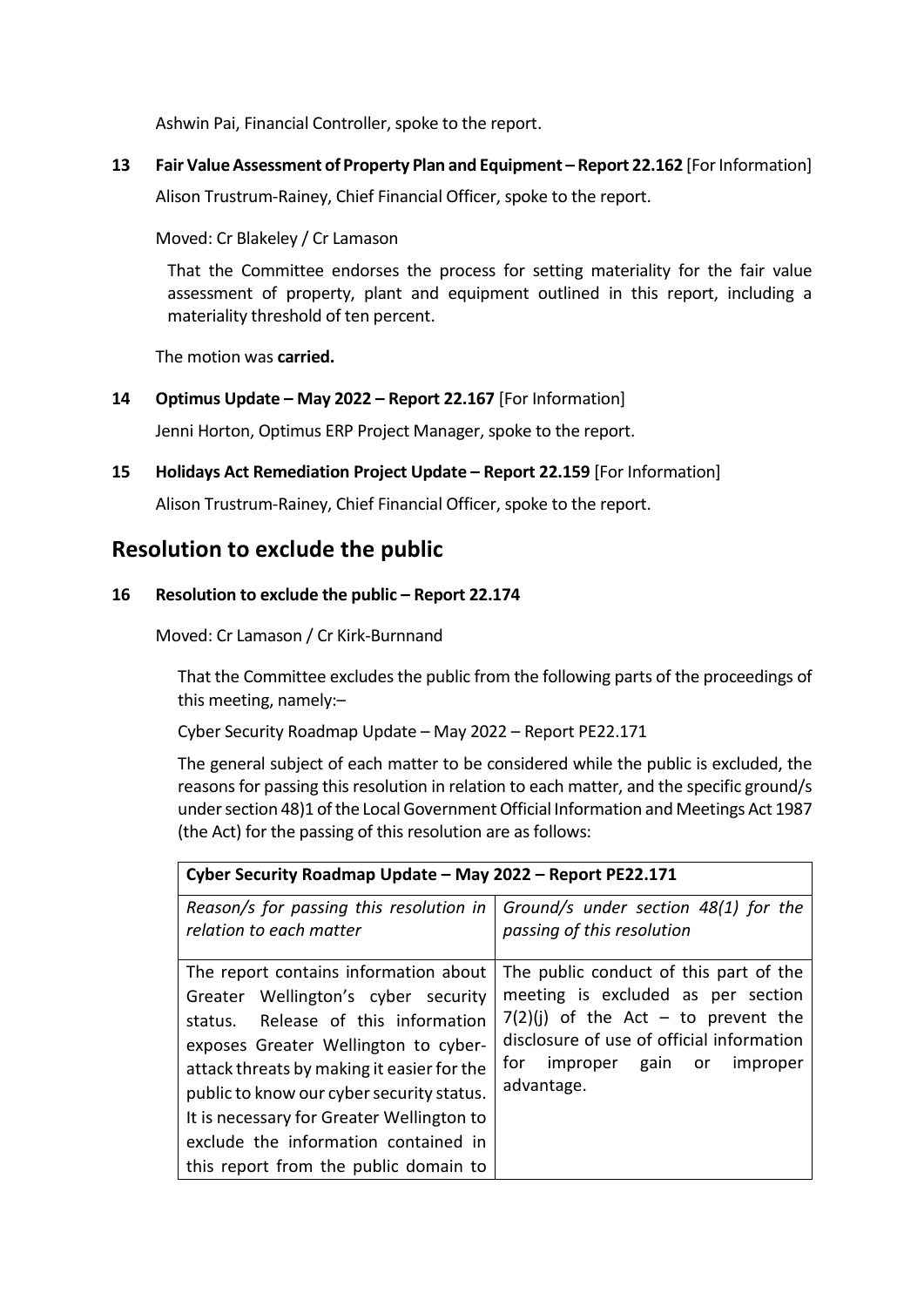Ashwin Pai, Financial Controller, spoke to the report.

**13 Fair Value Assessment of Property Plan and Equipment – Report 22.162** [For Information]

Alison Trustrum-Rainey, Chief Financial Officer, spoke to the report.

Moved: Cr Blakeley / Cr Lamason

That the Committee endorses the process for setting materiality for the fair value assessment of property, plant and equipment outlined in this report, including a materiality threshold of ten percent.

The motion was **carried.**

**14 Optimus Update – May 2022 – Report 22.167** [For Information]

Jenni Horton, Optimus ERP Project Manager, spoke to the report.

**15 Holidays Act Remediation Project Update – Report 22.159** [For Information]

Alison Trustrum-Rainey, Chief Financial Officer, spoke to the report.

## Resolution to exclude the public

**16 Resolution to exclude the public – Report 22.174**

Moved: Cr Lamason / Cr Kirk-Burnnand

That the Committee excludes the public from the following parts of the proceedings of this meeting, namely:–

Cyber Security Roadmap Update – May 2022 – Report PE22.171

The general subject of each matter to be considered while the public is excluded, the reasons for passing this resolution in relation to each matter, and the specific ground/s under section 48)1 of the Local Government Official Information and Meetings Act 1987 (the Act) for the passing of this resolution are as follows:

| **Cyber Security Roadmap Update – May 2022 – Report PE22.171** | |
|---|---|
| *Reason/s for passing this resolution in relation to each matter* | *Ground/s under section 48(1) for the passing of this resolution* |
| The report contains information about Greater Wellington's cyber security status. Release of this information exposes Greater Wellington to cyber-attack threats by making it easier for the public to know our cyber security status. It is necessary for Greater Wellington to exclude the information contained in this report from the public domain to | The public conduct of this part of the meeting is excluded as per section 7(2)(j) of the Act – to prevent the disclosure of use of official information for improper gain or improper advantage. |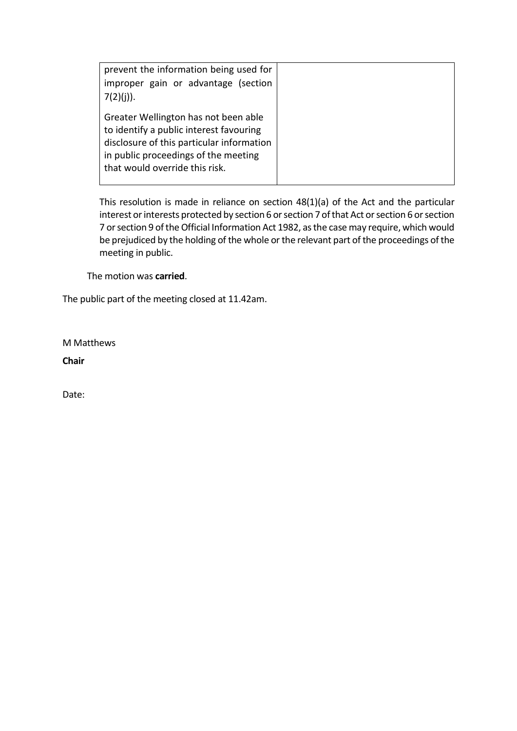| | |
|---|---|
| prevent the information being used for improper gain or advantage (section 7(2)(j)).<br><br>Greater Wellington has not been able to identify a public interest favouring disclosure of this particular information in public proceedings of the meeting that would override this risk. | |

This resolution is made in reliance on section 48(1)(a) of the Act and the particular interest or interests protected by section 6 or section 7 of that Act or section 6 or section 7 or section 9 of the Official Information Act 1982, as the case may require, which would be prejudiced by the holding of the whole or the relevant part of the proceedings of the meeting in public.

The motion was **carried**.

The public part of the meeting closed at 11.42am.

M Matthews

**Chair**

Date: